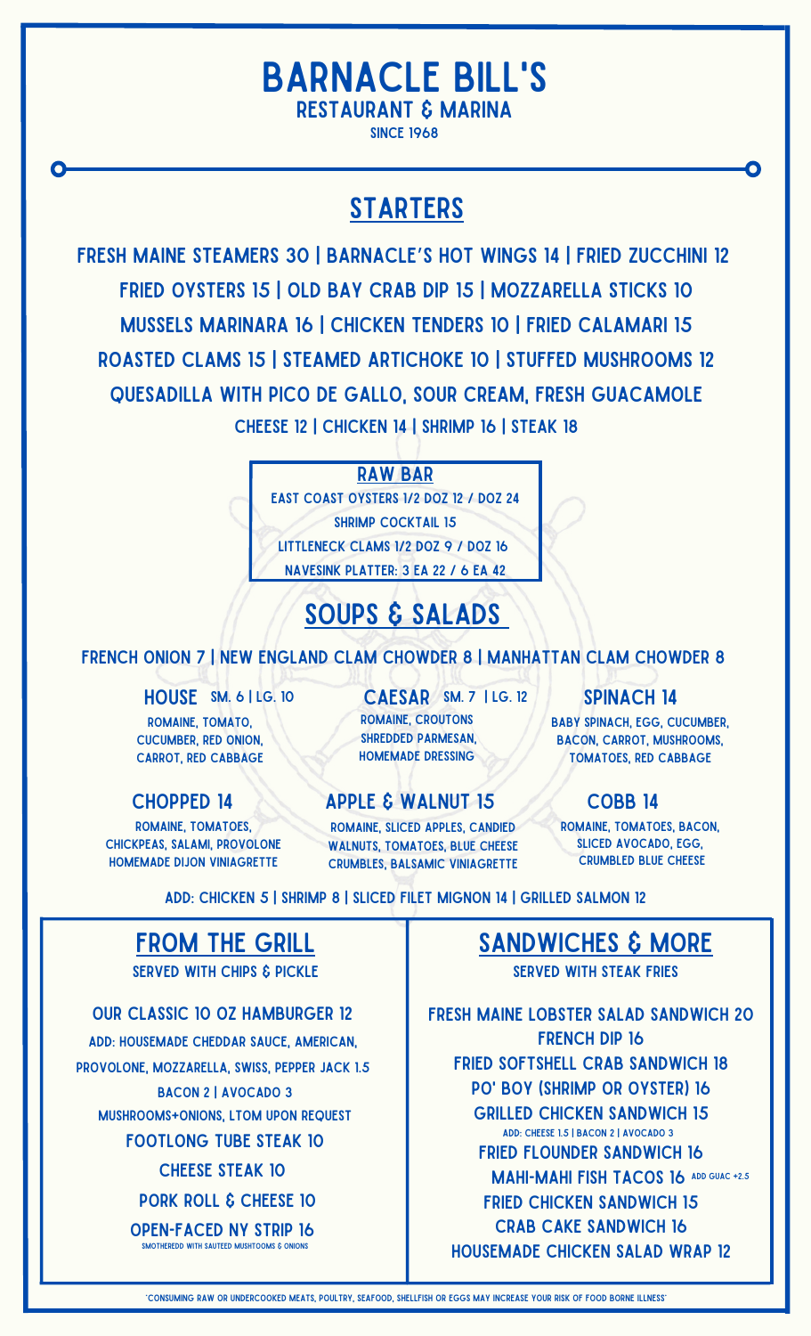# BARNACLE BILL'S

## RESTAURANT & MARINA

SINCE 1968

## STARTERS

FRESH MAINE STEAMERS 30 | BARNACLE'S HOT WINGS 14 | FRIED ZUCCHINI 12

FRIED OYSTERS 15 | OLD BAY CRAB DIP 15 | MOZZARELLA STICKS 10

MUSSELS MARINARA 16 | CHICKEN TENDERS 10 | FRIED CALAMARI 15

ROASTED CLAMS 15 | STEAMED ARTICHOKE 10 | STUFFED MUSHROOMS 12

QUESADILLA WITH PICO DE GALLO, SOUR CREAM, FRESH GUACAMOLE

CHEESE 12 | CHICKEN 14 | SHRIMP 16 | STEAK 18

### RAW BAR

EAST COAST OYSTERS 1/2 DOZ 12 / DOZ 24

SHRIMP COCKTAIL 15

LITTLENECK CLAMS 1/2 DOZ 9 / DOZ 16

NAVESINK PLATTER: 3 EA 22 / 6 EA 42

## SOUPS & SALADS

FRENCH ONION 7 | NEW ENGLAND CLAM CHOWDER 8 | MANHATTAN CLAM CHOWDER 8

**HOUSE** SM. 6 | LG. 10
ROMAINE, TOMATO, CUCUMBER, RED ONION, CARROT, RED CABBAGE

**CAESAR** SM. 7 | LG. 12
ROMAINE, CROUTONS SHREDDED PARMESAN, HOMEMADE DRESSING

**SPINACH 14**
BABY SPINACH, EGG, CUCUMBER, BACON, CARROT, MUSHROOMS, TOMATOES, RED CABBAGE

**CHOPPED 14**
ROMAINE, TOMATOES, CHICKPEAS, SALAMI, PROVOLONE HOMEMADE DIJON VINIAGRETTE

**APPLE & WALNUT 15**
ROMAINE, SLICED APPLES, CANDIED WALNUTS, TOMATOES, BLUE CHEESE CRUMBLES, BALSAMIC VINIAGRETTE

**COBB 14**
ROMAINE, TOMATOES, BACON, SLICED AVOCADO, EGG, CRUMBLED BLUE CHEESE

ADD: CHICKEN 5 | SHRIMP 8 | SLICED FILET MIGNON 14 | GRILLED SALMON 12

## FROM THE GRILL

SERVED WITH CHIPS & PICKLE

OUR CLASSIC 10 OZ HAMBURGER 12

ADD: HOUSEMADE CHEDDAR SAUCE, AMERICAN, PROVOLONE, MOZZARELLA, SWISS, PEPPER JACK 1.5

BACON 2 | AVOCADO 3

MUSHROOMS+ONIONS, LTOM UPON REQUEST

FOOTLONG TUBE STEAK 10

CHEESE STEAK 10

PORK ROLL & CHEESE 10

OPEN-FACED NY STRIP 16
SMOTHEREDD WITH SAUTEED MUSHTOOMS & ONIONS

## SANDWICHES & MORE

SERVED WITH STEAK FRIES

FRESH MAINE LOBSTER SALAD SANDWICH 20

FRENCH DIP 16

FRIED SOFTSHELL CRAB SANDWICH 18

PO' BOY (SHRIMP OR OYSTER) 16

GRILLED CHICKEN SANDWICH 15
ADD: CHEESE 1.5 | BACON 2 | AVOCADO 3

FRIED FLOUNDER SANDWICH 16

MAHI-MAHI FISH TACOS 16 ADD GUAC +2.5

FRIED CHICKEN SANDWICH 15

CRAB CAKE SANDWICH 16

HOUSEMADE CHICKEN SALAD WRAP 12

"CONSUMING RAW OR UNDERCOOKED MEATS, POULTRY, SEAFOOD, SHELLFISH OR EGGS MAY INCREASE YOUR RISK OF FOOD BORNE ILLNESS"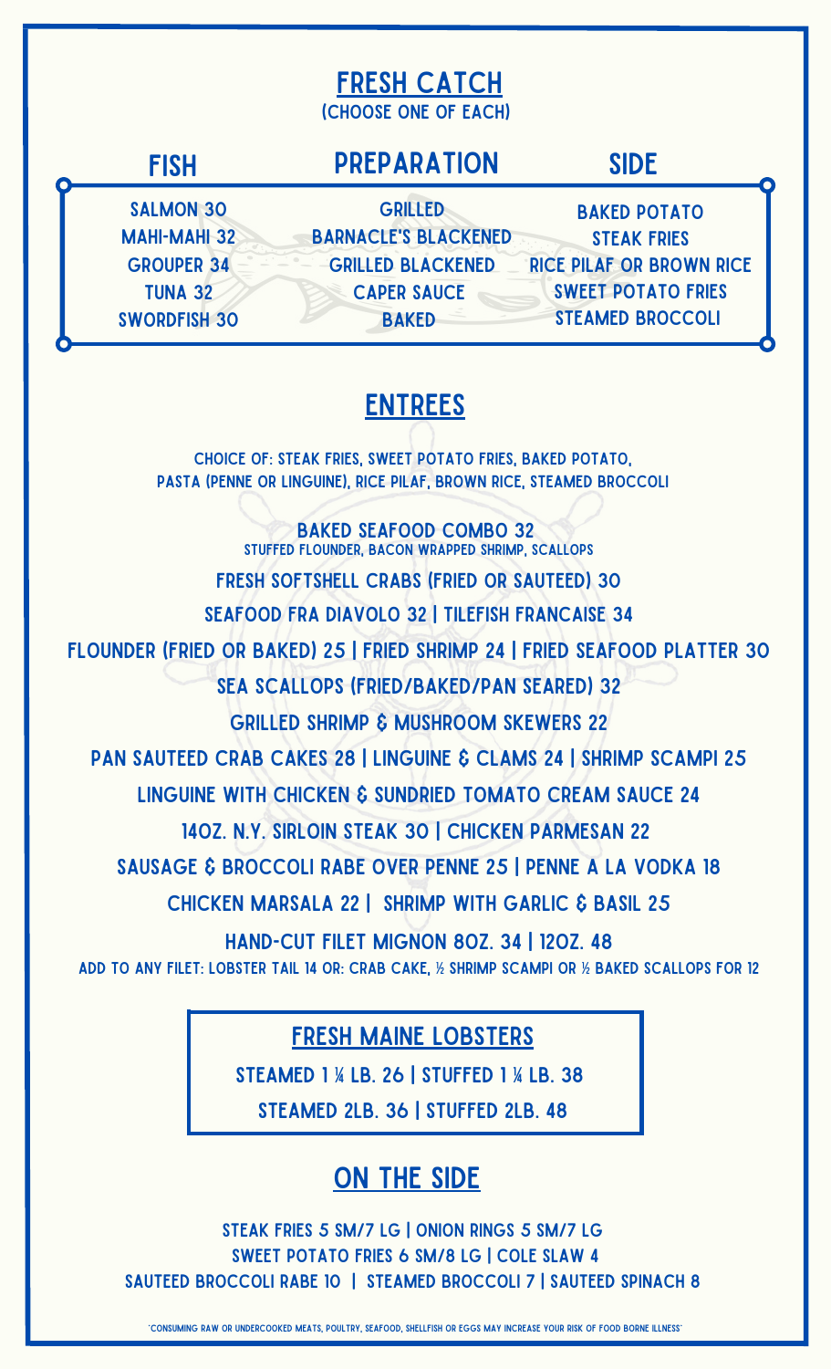## FRESH CATCH

(CHOOSE ONE OF EACH)

| FISH | PREPARATION | SIDE |
|---|---|---|
| SALMON 30 | GRILLED | BAKED POTATO |
| MAHI-MAHI 32 | BARNACLE'S BLACKENED | STEAK FRIES |
| GROUPER 34 | GRILLED BLACKENED | RICE PILAF OR BROWN RICE |
| TUNA 32 | CAPER SAUCE | SWEET POTATO FRIES |
| SWORDFISH 30 | BAKED | STEAMED BROCCOLI |

## ENTREES

CHOICE OF: STEAK FRIES, SWEET POTATO FRIES, BAKED POTATO, PASTA (PENNE OR LINGUINE), RICE PILAF, BROWN RICE, STEAMED BROCCOLI

BAKED SEAFOOD COMBO 32
STUFFED FLOUNDER, BACON WRAPPED SHRIMP, SCALLOPS

FRESH SOFTSHELL CRABS (FRIED OR SAUTEED) 30

SEAFOOD FRA DIAVOLO 32 | TILEFISH FRANCAISE 34

FLOUNDER (FRIED OR BAKED) 25 | FRIED SHRIMP 24 | FRIED SEAFOOD PLATTER 30

SEA SCALLOPS (FRIED/BAKED/PAN SEARED) 32

GRILLED SHRIMP & MUSHROOM SKEWERS 22

PAN SAUTEED CRAB CAKES 28 | LINGUINE & CLAMS 24 | SHRIMP SCAMPI 25

LINGUINE WITH CHICKEN & SUNDRIED TOMATO CREAM SAUCE 24

14OZ. N.Y. SIRLOIN STEAK 30 | CHICKEN PARMESAN 22

SAUSAGE & BROCCOLI RABE OVER PENNE 25 | PENNE A LA VODKA 18

CHICKEN MARSALA 22 | SHRIMP WITH GARLIC & BASIL 25

HAND-CUT FILET MIGNON 8OZ. 34 | 12OZ. 48

ADD TO ANY FILET: LOBSTER TAIL 14 OR: CRAB CAKE, ½ SHRIMP SCAMPI OR ½ BAKED SCALLOPS FOR 12

## FRESH MAINE LOBSTERS

STEAMED 1 ¼ LB. 26 | STUFFED 1 ¼ LB. 38

STEAMED 2LB. 36 | STUFFED 2LB. 48

## ON THE SIDE

STEAK FRIES 5 SM/7 LG | ONION RINGS 5 SM/7 LG
SWEET POTATO FRIES 6 SM/8 LG | COLE SLAW 4
SAUTEED BROCCOLI RABE 10 | STEAMED BROCCOLI 7 | SAUTEED SPINACH 8

"CONSUMING RAW OR UNDERCOOKED MEATS, POULTRY, SEAFOOD, SHELLFISH OR EGGS MAY INCREASE YOUR RISK OF FOOD BORNE ILLNESS"